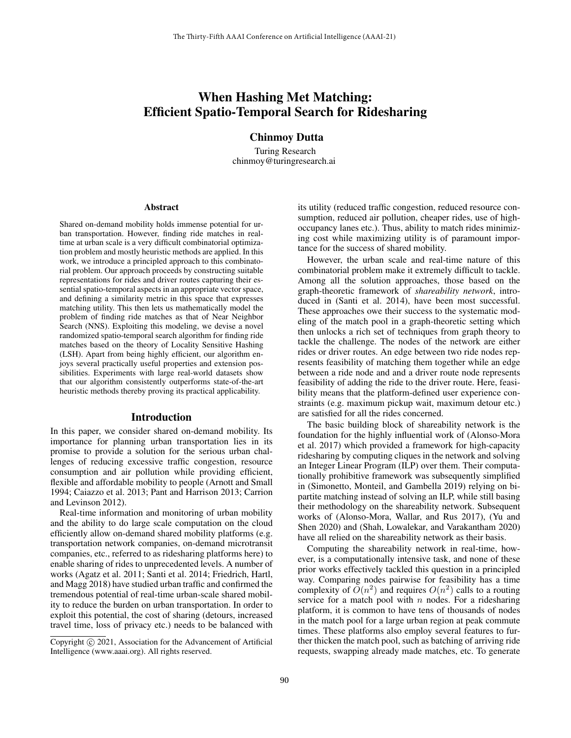# When Hashing Met Matching: Efficient Spatio-Temporal Search for Ridesharing

**Chinmoy Dutta**

Turing Research
chinmoy@turingresearch.ai

## Abstract

Shared on-demand mobility holds immense potential for urban transportation. However, finding ride matches in real-time at urban scale is a very difficult combinatorial optimization problem and mostly heuristic methods are applied. In this work, we introduce a principled approach to this combinatorial problem. Our approach proceeds by constructing suitable representations for rides and driver routes capturing their essential spatio-temporal aspects in an appropriate vector space, and defining a similarity metric in this space that expresses matching utility. This then lets us mathematically model the problem of finding ride matches as that of Near Neighbor Search (NNS). Exploiting this modeling, we devise a novel randomized spatio-temporal search algorithm for finding ride matches based on the theory of Locality Sensitive Hashing (LSH). Apart from being highly efficient, our algorithm enjoys several practically useful properties and extension possibilities. Experiments with large real-world datasets show that our algorithm consistently outperforms state-of-the-art heuristic methods thereby proving its practical applicability.

## Introduction

In this paper, we consider shared on-demand mobility. Its importance for planning urban transportation lies in its promise to provide a solution for the serious urban challenges of reducing excessive traffic congestion, resource consumption and air pollution while providing efficient, flexible and affordable mobility to people (Arnott and Small 1994; Caiazzo et al. 2013; Pant and Harrison 2013; Carrion and Levinson 2012).

Real-time information and monitoring of urban mobility and the ability to do large scale computation on the cloud efficiently allow on-demand shared mobility platforms (e.g. transportation network companies, on-demand microtransit companies, etc., referred to as ridesharing platforms here) to enable sharing of rides to unprecedented levels. A number of works (Agatz et al. 2011; Santi et al. 2014; Friedrich, Hartl, and Magg 2018) have studied urban traffic and confirmed the tremendous potential of real-time urban-scale shared mobility to reduce the burden on urban transportation. In order to exploit this potential, the cost of sharing (detours, increased travel time, loss of privacy etc.) needs to be balanced with its utility (reduced traffic congestion, reduced resource consumption, reduced air pollution, cheaper rides, use of high-occupancy lanes etc.). Thus, ability to match rides minimizing cost while maximizing utility is of paramount importance for the success of shared mobility.

However, the urban scale and real-time nature of this combinatorial problem make it extremely difficult to tackle. Among all the solution approaches, those based on the graph-theoretic framework of *shareability network*, introduced in (Santi et al. 2014), have been most successful. These approaches owe their success to the systematic modeling of the match pool in a graph-theoretic setting which then unlocks a rich set of techniques from graph theory to tackle the challenge. The nodes of the network are either rides or driver routes. An edge between two ride nodes represents feasibility of matching them together while an edge between a ride node and and a driver route node represents feasibility of adding the ride to the driver route. Here, feasibility means that the platform-defined user experience constraints (e.g. maximum pickup wait, maximum detour etc.) are satisfied for all the rides concerned.

The basic building block of shareability network is the foundation for the highly influential work of (Alonso-Mora et al. 2017) which provided a framework for high-capacity ridesharing by computing cliques in the network and solving an Integer Linear Program (ILP) over them. Their computationally prohibitive framework was subsequently simplified in (Simonetto, Monteil, and Gambella 2019) relying on bipartite matching instead of solving an ILP, while still basing their methodology on the shareability network. Subsequent works of (Alonso-Mora, Wallar, and Rus 2017), (Yu and Shen 2020) and (Shah, Lowalekar, and Varakantham 2020) have all relied on the shareability network as their basis.

Computing the shareability network in real-time, however, is a computationally intensive task, and none of these prior works effectively tackled this question in a principled way. Comparing nodes pairwise for feasibility has a time complexity of $O(n^2)$ and requires $O(n^2)$ calls to a routing service for a match pool with $n$ nodes. For a ridesharing platform, it is common to have tens of thousands of nodes in the match pool for a large urban region at peak commute times. These platforms also employ several features to further thicken the match pool, such as batching of arriving ride requests, swapping already made matches, etc. To generate

Copyright © 2021, Association for the Advancement of Artificial Intelligence (www.aaai.org). All rights reserved.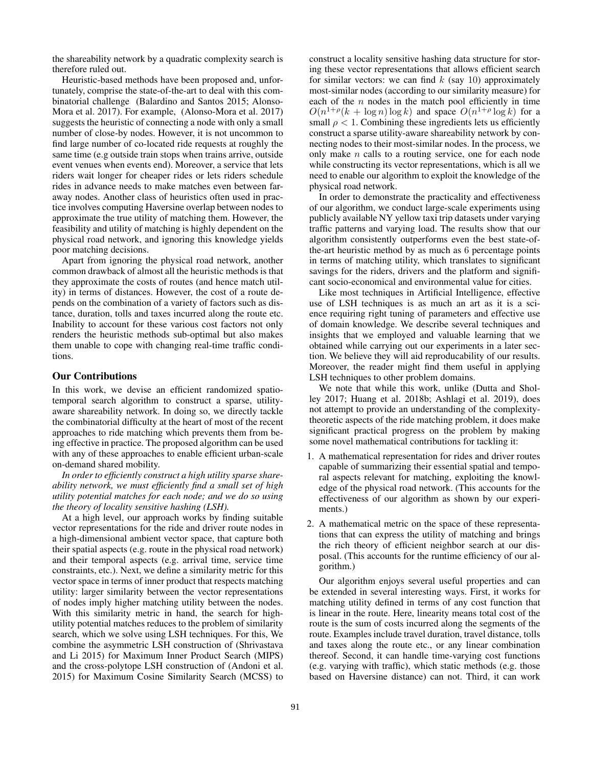the shareability network by a quadratic complexity search is therefore ruled out.

Heuristic-based methods have been proposed and, unfortunately, comprise the state-of-the-art to deal with this combinatorial challenge (Balardino and Santos 2015; Alonso-Mora et al. 2017). For example, (Alonso-Mora et al. 2017) suggests the heuristic of connecting a node with only a small number of close-by nodes. However, it is not uncommon to find large number of co-located ride requests at roughly the same time (e.g outside train stops when trains arrive, outside event venues when events end). Moreover, a service that lets riders wait longer for cheaper rides or lets riders schedule rides in advance needs to make matches even between far-away nodes. Another class of heuristics often used in practice involves computing Haversine overlap between nodes to approximate the true utility of matching them. However, the feasibility and utility of matching is highly dependent on the physical road network, and ignoring this knowledge yields poor matching decisions.

Apart from ignoring the physical road network, another common drawback of almost all the heuristic methods is that they approximate the costs of routes (and hence match utility) in terms of distances. However, the cost of a route depends on the combination of a variety of factors such as distance, duration, tolls and taxes incurred along the route etc. Inability to account for these various cost factors not only renders the heuristic methods sub-optimal but also makes them unable to cope with changing real-time traffic conditions.

## Our Contributions

In this work, we devise an efficient randomized spatio-temporal search algorithm to construct a sparse, utility-aware shareability network. In doing so, we directly tackle the combinatorial difficulty at the heart of most of the recent approaches to ride matching which prevents them from being effective in practice. The proposed algorithm can be used with any of these approaches to enable efficient urban-scale on-demand shared mobility.

*In order to efficiently construct a high utility sparse shareability network, we must efficiently find a small set of high utility potential matches for each node; and we do so using the theory of locality sensitive hashing (LSH).*

At a high level, our approach works by finding suitable vector representations for the ride and driver route nodes in a high-dimensional ambient vector space, that capture both their spatial aspects (e.g. route in the physical road network) and their temporal aspects (e.g. arrival time, service time constraints, etc.). Next, we define a similarity metric for this vector space in terms of inner product that respects matching utility: larger similarity between the vector representations of nodes imply higher matching utility between the nodes. With this similarity metric in hand, the search for high-utility potential matches reduces to the problem of similarity search, which we solve using LSH techniques. For this, We combine the asymmetric LSH construction of (Shrivastava and Li 2015) for Maximum Inner Product Search (MIPS) and the cross-polytope LSH construction of (Andoni et al. 2015) for Maximum Cosine Similarity Search (MCSS) to construct a locality sensitive hashing data structure for storing these vector representations that allows efficient search for similar vectors: we can find $k$ (say 10) approximately most-similar nodes (according to our similarity measure) for each of the $n$ nodes in the match pool efficiently in time $O(n^{1+\rho}(k + \log n) \log k)$ and space $O(n^{1+\rho} \log k)$ for a small $\rho < 1$. Combining these ingredients lets us efficiently construct a sparse utility-aware shareability network by connecting nodes to their most-similar nodes. In the process, we only make $n$ calls to a routing service, one for each node while constructing its vector representations, which is all we need to enable our algorithm to exploit the knowledge of the physical road network.

In order to demonstrate the practicality and effectiveness of our algorithm, we conduct large-scale experiments using publicly available NY yellow taxi trip datasets under varying traffic patterns and varying load. The results show that our algorithm consistently outperforms even the best state-of-the-art heuristic method by as much as 6 percentage points in terms of matching utility, which translates to significant savings for the riders, drivers and the platform and significant socio-economical and environmental value for cities.

Like most techniques in Artificial Intelligence, effective use of LSH techniques is as much an art as it is a science requiring right tuning of parameters and effective use of domain knowledge. We describe several techniques and insights that we employed and valuable learning that we obtained while carrying out our experiments in a later section. We believe they will aid reproducability of our results. Moreover, the reader might find them useful in applying LSH techniques to other problem domains.

We note that while this work, unlike (Dutta and Sholley 2017; Huang et al. 2018b; Ashlagi et al. 2019), does not attempt to provide an understanding of the complexity-theoretic aspects of the ride matching problem, it does make significant practical progress on the problem by making some novel mathematical contributions for tackling it:

1. A mathematical representation for rides and driver routes capable of summarizing their essential spatial and temporal aspects relevant for matching, exploiting the knowledge of the physical road network. (This accounts for the effectiveness of our algorithm as shown by our experiments.)
2. A mathematical metric on the space of these representations that can express the utility of matching and brings the rich theory of efficient neighbor search at our disposal. (This accounts for the runtime efficiency of our algorithm.)

Our algorithm enjoys several useful properties and can be extended in several interesting ways. First, it works for matching utility defined in terms of any cost function that is linear in the route. Here, linearity means total cost of the route is the sum of costs incurred along the segments of the route. Examples include travel duration, travel distance, tolls and taxes along the route etc., or any linear combination thereof. Second, it can handle time-varying cost functions (e.g. varying with traffic), which static methods (e.g. those based on Haversine distance) can not. Third, it can work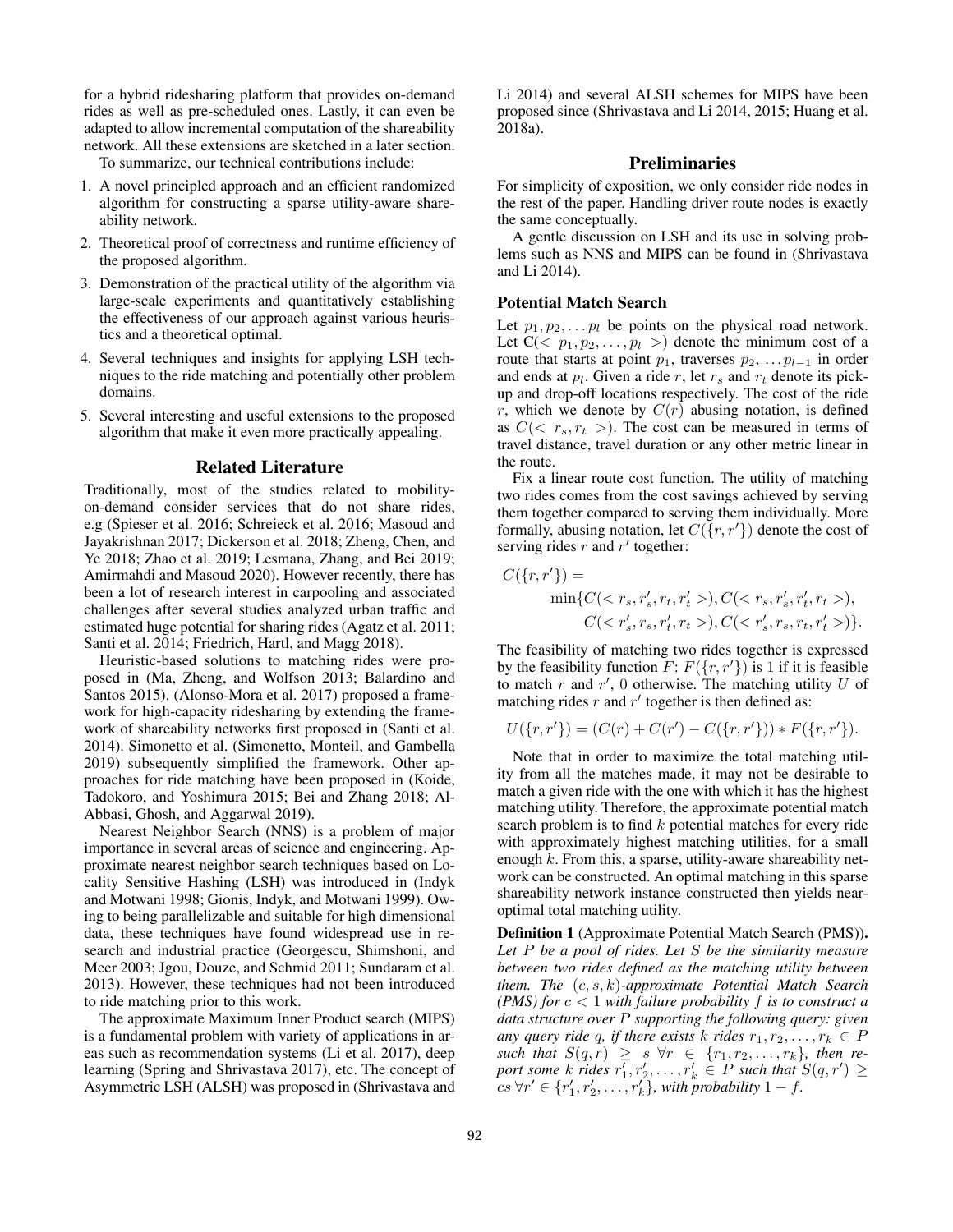for a hybrid ridesharing platform that provides on-demand rides as well as pre-scheduled ones. Lastly, it can even be adapted to allow incremental computation of the shareability network. All these extensions are sketched in a later section.

To summarize, our technical contributions include:

1. A novel principled approach and an efficient randomized algorithm for constructing a sparse utility-aware shareability network.
2. Theoretical proof of correctness and runtime efficiency of the proposed algorithm.
3. Demonstration of the practical utility of the algorithm via large-scale experiments and quantitatively establishing the effectiveness of our approach against various heuristics and a theoretical optimal.
4. Several techniques and insights for applying LSH techniques to the ride matching and potentially other problem domains.
5. Several interesting and useful extensions to the proposed algorithm that make it even more practically appealing.

## Related Literature

Traditionally, most of the studies related to mobility-on-demand consider services that do not share rides, e.g (Spieser et al. 2016; Schreieck et al. 2016; Masoud and Jayakrishnan 2017; Dickerson et al. 2018; Zheng, Chen, and Ye 2018; Zhao et al. 2019; Lesmana, Zhang, and Bei 2019; Amirmahdi and Masoud 2020). However recently, there has been a lot of research interest in carpooling and associated challenges after several studies analyzed urban traffic and estimated huge potential for sharing rides (Agatz et al. 2011; Santi et al. 2014; Friedrich, Hartl, and Magg 2018).

Heuristic-based solutions to matching rides were proposed in (Ma, Zheng, and Wolfson 2013; Balardino and Santos 2015). (Alonso-Mora et al. 2017) proposed a framework for high-capacity ridesharing by extending the framework of shareability networks first proposed in (Santi et al. 2014). Simonetto et al. (Simonetto, Monteil, and Gambella 2019) subsequently simplified the framework. Other approaches for ride matching have been proposed in (Koide, Tadokoro, and Yoshimura 2015; Bei and Zhang 2018; Al-Abbasi, Ghosh, and Aggarwal 2019).

Nearest Neighbor Search (NNS) is a problem of major importance in several areas of science and engineering. Approximate nearest neighbor search techniques based on Locality Sensitive Hashing (LSH) was introduced in (Indyk and Motwani 1998; Gionis, Indyk, and Motwani 1999). Owing to being parallelizable and suitable for high dimensional data, these techniques have found widespread use in research and industrial practice (Georgescu, Shimshoni, and Meer 2003; Jgou, Douze, and Schmid 2011; Sundaram et al. 2013). However, these techniques had not been introduced to ride matching prior to this work.

The approximate Maximum Inner Product search (MIPS) is a fundamental problem with variety of applications in areas such as recommendation systems (Li et al. 2017), deep learning (Spring and Shrivastava 2017), etc. The concept of Asymmetric LSH (ALSH) was proposed in (Shrivastava and Li 2014) and several ALSH schemes for MIPS have been proposed since (Shrivastava and Li 2014, 2015; Huang et al. 2018a).

## Preliminaries

For simplicity of exposition, we only consider ride nodes in the rest of the paper. Handling driver route nodes is exactly the same conceptually.

A gentle discussion on LSH and its use in solving problems such as NNS and MIPS can be found in (Shrivastava and Li 2014).

### Potential Match Search

Let $p_1, p_2, \ldots p_l$ be points on the physical road network. Let $C(< p_1, p_2, \ldots, p_l >)$ denote the minimum cost of a route that starts at point $p_1$, traverses $p_2$, $\ldots p_{l-1}$ in order and ends at $p_l$. Given a ride $r$, let $r_s$ and $r_t$ denote its pick-up and drop-off locations respectively. The cost of the ride $r$, which we denote by $C(r)$ abusing notation, is defined as $C(< r_s, r_t >)$. The cost can be measured in terms of travel distance, travel duration or any other metric linear in the route.

Fix a linear route cost function. The utility of matching two rides comes from the cost savings achieved by serving them together compared to serving them individually. More formally, abusing notation, let $C(\{r, r'\})$ denote the cost of serving rides $r$ and $r'$ together:

$$C(\{r, r'\}) = \min\{C(< r_s, r'_s, r_t, r'_t >), C(< r_s, r'_s, r'_t, r_t >), C(< r'_s, r_s, r'_t, r_t >), C(< r'_s, r_s, r_t, r'_t >)\}.$$

The feasibility of matching two rides together is expressed by the feasibility function $F$: $F(\{r, r'\})$ is 1 if it is feasible to match $r$ and $r'$, 0 otherwise. The matching utility $U$ of matching rides $r$ and $r'$ together is then defined as:

$$U(\{r, r'\}) = (C(r) + C(r') - C(\{r, r'\})) * F(\{r, r'\}).$$

Note that in order to maximize the total matching utility from all the matches made, it may not be desirable to match a given ride with the one with which it has the highest matching utility. Therefore, the approximate potential match search problem is to find $k$ potential matches for every ride with approximately highest matching utilities, for a small enough $k$. From this, a sparse, utility-aware shareability network can be constructed. An optimal matching in this sparse shareability network instance constructed then yields near-optimal total matching utility.

**Definition 1** (Approximate Potential Match Search (PMS)). *Let $P$ be a pool of rides. Let $S$ be the similarity measure between two rides defined as the matching utility between them. The $(c, s, k)$-approximate Potential Match Search (PMS) for $c < 1$ with failure probability $f$ is to construct a data structure over $P$ supporting the following query: given any query ride $q$, if there exists $k$ rides $r_1, r_2, \ldots, r_k \in P$ such that $S(q, r) \geq s \; \forall r \in \{r_1, r_2, \ldots, r_k\}$, then report some $k$ rides $r'_1, r'_2, \ldots, r'_k \in P$ such that $S(q, r') \geq cs \; \forall r' \in \{r'_1, r'_2, \ldots, r'_k\}$, with probability $1 - f$.*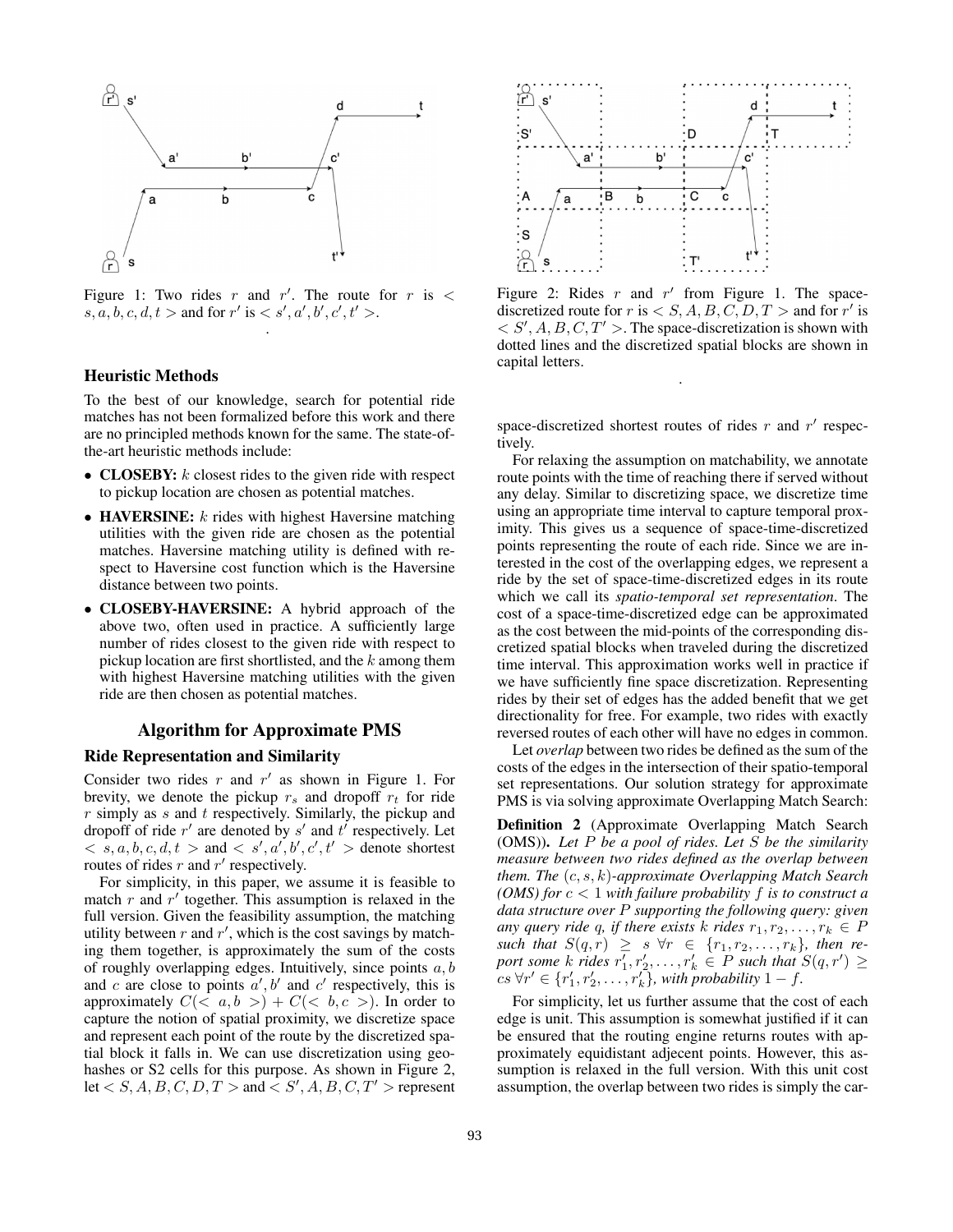Figure 1: Two rides $r$ and $r'$. The route for $r$ is $< s, a, b, c, d, t >$ and for $r'$ is $< s', a', b', c', t' >$.

Figure 2: Rides $r$ and $r'$ from Figure 1. The space-discretized route for $r$ is $< S, A, B, C, D, T >$ and for $r'$ is $< S', A, B, C, T' >$. The space-discretization is shown with dotted lines and the discretized spatial blocks are shown in capital letters.

### Heuristic Methods

To the best of our knowledge, search for potential ride matches has not been formalized before this work and there are no principled methods known for the same. The state-of-the-art heuristic methods include:

- **CLOSEBY:** $k$ closest rides to the given ride with respect to pickup location are chosen as potential matches.
- **HAVERSINE:** $k$ rides with highest Haversine matching utilities with the given ride are chosen as the potential matches. Haversine matching utility is defined with respect to Haversine cost function which is the Haversine distance between two points.
- **CLOSEBY-HAVERSINE:** A hybrid approach of the above two, often used in practice. A sufficiently large number of rides closest to the given ride with respect to pickup location are first shortlisted, and the $k$ among them with highest Haversine matching utilities with the given ride are then chosen as potential matches.

## Algorithm for Approximate PMS

### Ride Representation and Similarity

Consider two rides $r$ and $r'$ as shown in Figure 1. For brevity, we denote the pickup $r_s$ and dropoff $r_t$ for ride $r$ simply as $s$ and $t$ respectively. Similarly, the pickup and dropoff of ride $r'$ are denoted by $s'$ and $t'$ respectively. Let $< s, a, b, c, d, t >$ and $< s', a', b', c', t' >$ denote shortest routes of rides $r$ and $r'$ respectively.

For simplicity, in this paper, we assume it is feasible to match $r$ and $r'$ together. This assumption is relaxed in the full version. Given the feasibility assumption, the matching utility between $r$ and $r'$, which is the cost savings by matching them together, is approximately the sum of the costs of roughly overlapping edges. Intuitively, since points $a, b$ and $c$ are close to points $a', b'$ and $c'$ respectively, this is approximately $C(< a, b >) + C(< b, c >)$. In order to capture the notion of spatial proximity, we discretize space and represent each point of the route by the discretized spatial block it falls in. We can use discretization using geohashes or S2 cells for this purpose. As shown in Figure 2, let $< S, A, B, C, D, T >$ and $< S', A, B, C, T' >$ represent space-discretized shortest routes of rides $r$ and $r'$ respectively.

For relaxing the assumption on matchability, we annotate route points with the time of reaching there if served without any delay. Similar to discretizing space, we discretize time using an appropriate time interval to capture temporal proximity. This gives us a sequence of space-time-discretized points representing the route of each ride. Since we are interested in the cost of the overlapping edges, we represent a ride by the set of space-time-discretized edges in its route which we call its *spatio-temporal set representation*. The cost of a space-time-discretized edge can be approximated as the cost between the mid-points of the corresponding discretized spatial blocks when traveled during the discretized time interval. This approximation works well in practice if we have sufficiently fine space discretization. Representing rides by their set of edges has the added benefit that we get directionality for free. For example, two rides with exactly reversed routes of each other will have no edges in common.

Let *overlap* between two rides be defined as the sum of the costs of the edges in the intersection of their spatio-temporal set representations. Our solution strategy for approximate PMS is via solving approximate Overlapping Match Search:

**Definition 2** (Approximate Overlapping Match Search (OMS))**.** *Let $P$ be a pool of rides. Let $S$ be the similarity measure between two rides defined as the overlap between them. The $(c, s, k)$-approximate Overlapping Match Search (OMS) for $c < 1$ with failure probability $f$ is to construct a data structure over $P$ supporting the following query: given any query ride $q$, if there exists $k$ rides $r_1, r_2, \ldots, r_k \in P$ such that $S(q, r) \geq s \; \forall r \in \{r_1, r_2, \ldots, r_k\}$, then report some $k$ rides $r'_1, r'_2, \ldots, r'_k \in P$ such that $S(q, r') \geq cs \; \forall r' \in \{r'_1, r'_2, \ldots, r'_k\}$, with probability $1 - f$.*

For simplicity, let us further assume that the cost of each edge is unit. This assumption is somewhat justified if it can be ensured that the routing engine returns routes with approximately equidistant adjecent points. However, this assumption is relaxed in the full version. With this unit cost assumption, the overlap between two rides is simply the car-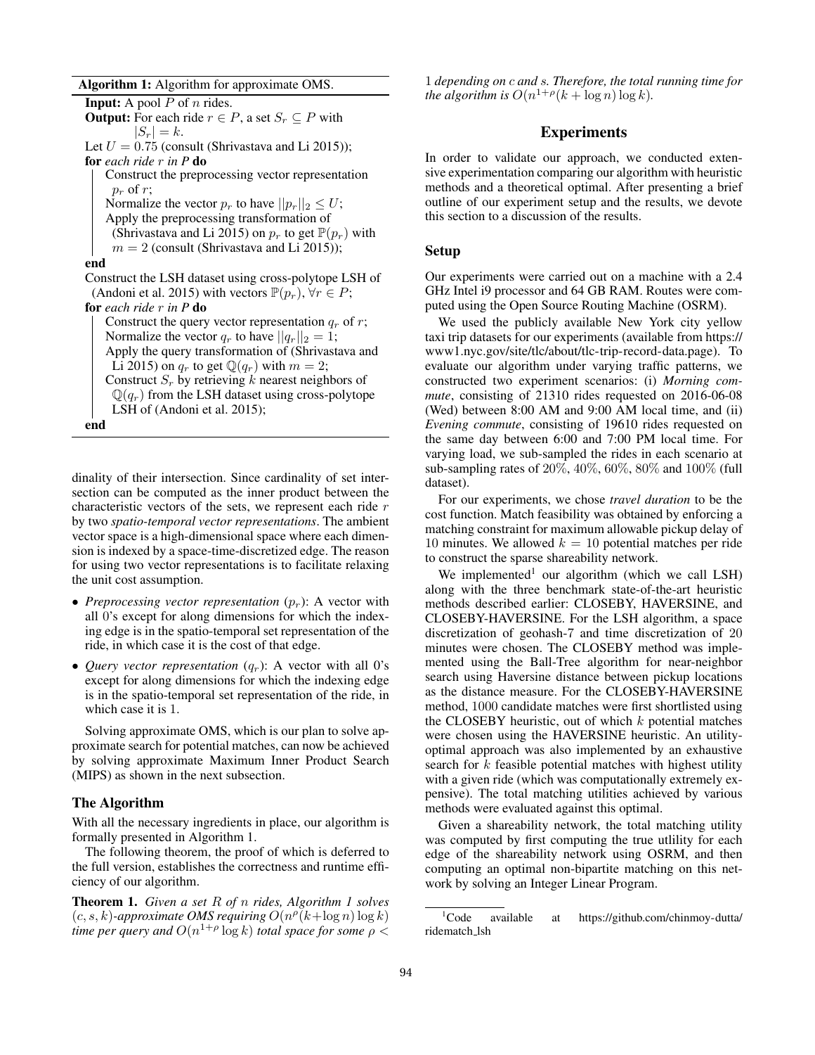**Algorithm 1:** Algorithm for approximate OMS.

**Input:** A pool $P$ of $n$ rides.
**Output:** For each ride $r \in P$, a set $S_r \subseteq P$ with $|S_r| = k$.

Let $U = 0.75$ (consult (Shrivastava and Li 2015));
**for** *each ride $r$ in $P$* **do**
  Construct the preprocessing vector representation $p_r$ of $r$;
  Normalize the vector $p_r$ to have $||p_r||_2 \leq U$;
  Apply the preprocessing transformation of (Shrivastava and Li 2015) on $p_r$ to get $\mathbb{P}(p_r)$ with $m = 2$ (consult (Shrivastava and Li 2015));
**end**
Construct the LSH dataset using cross-polytope LSH of (Andoni et al. 2015) with vectors $\mathbb{P}(p_r), \forall r \in P$;
**for** *each ride $r$ in $P$* **do**
  Construct the query vector representation $q_r$ of $r$;
  Normalize the vector $q_r$ to have $||q_r||_2 = 1$;
  Apply the query transformation of (Shrivastava and Li 2015) on $q_r$ to get $\mathbb{Q}(q_r)$ with $m = 2$;
  Construct $S_r$ by retrieving $k$ nearest neighbors of $\mathbb{Q}(q_r)$ from the LSH dataset using cross-polytope LSH of (Andoni et al. 2015);
**end**

dinality of their intersection. Since cardinality of set intersection can be computed as the inner product between the characteristic vectors of the sets, we represent each ride $r$ by two *spatio-temporal vector representations*. The ambient vector space is a high-dimensional space where each dimension is indexed by a space-time-discretized edge. The reason for using two vector representations is to facilitate relaxing the unit cost assumption.

- *Preprocessing vector representation* ($p_r$): A vector with all 0's except for along dimensions for which the indexing edge is in the spatio-temporal set representation of the ride, in which case it is the cost of that edge.
- *Query vector representation* ($q_r$): A vector with all 0's except for along dimensions for which the indexing edge is in the spatio-temporal set representation of the ride, in which case it is 1.

Solving approximate OMS, which is our plan to solve approximate search for potential matches, can now be achieved by solving approximate Maximum Inner Product Search (MIPS) as shown in the next subsection.

### The Algorithm

With all the necessary ingredients in place, our algorithm is formally presented in Algorithm 1.

The following theorem, the proof of which is deferred to the full version, establishes the correctness and runtime efficiency of our algorithm.

**Theorem 1.** *Given a set $R$ of $n$ rides, Algorithm 1 solves $(c, s, k)$-approximate OMS requiring $O(n^{\rho}(k+\log n)\log k)$ time per query and $O(n^{1+\rho}\log k)$ total space for some $\rho <$ 1 depending on $c$ and $s$. Therefore, the total running time for the algorithm is $O(n^{1+\rho}(k + \log n)\log k)$.*

## Experiments

In order to validate our approach, we conducted extensive experimentation comparing our algorithm with heuristic methods and a theoretical optimal. After presenting a brief outline of our experiment setup and the results, we devote this section to a discussion of the results.

### Setup

Our experiments were carried out on a machine with a 2.4 GHz Intel i9 processor and 64 GB RAM. Routes were computed using the Open Source Routing Machine (OSRM).

We used the publicly available New York city yellow taxi trip datasets for our experiments (available from https://www1.nyc.gov/site/tlc/about/tlc-trip-record-data.page). To evaluate our algorithm under varying traffic patterns, we constructed two experiment scenarios: (i) *Morning commute*, consisting of 21310 rides requested on 2016-06-08 (Wed) between 8:00 AM and 9:00 AM local time, and (ii) *Evening commute*, consisting of 19610 rides requested on the same day between 6:00 and 7:00 PM local time. For varying load, we sub-sampled the rides in each scenario at sub-sampling rates of 20%, 40%, 60%, 80% and 100% (full dataset).

For our experiments, we chose *travel duration* to be the cost function. Match feasibility was obtained by enforcing a matching constraint for maximum allowable pickup delay of 10 minutes. We allowed $k = 10$ potential matches per ride to construct the sparse shareability network.

We implemented[1] our algorithm (which we call LSH) along with the three benchmark state-of-the-art heuristic methods described earlier: CLOSEBY, HAVERSINE, and CLOSEBY-HAVERSINE. For the LSH algorithm, a space discretization of geohash-7 and time discretization of 20 minutes were chosen. The CLOSEBY method was implemented using the Ball-Tree algorithm for near-neighbor search using Haversine distance between pickup locations as the distance measure. For the CLOSEBY-HAVERSINE method, 1000 candidate matches were first shortlisted using the CLOSEBY heuristic, out of which $k$ potential matches were chosen using the HAVERSINE heuristic. An utility-optimal approach was also implemented by an exhaustive search for $k$ feasible potential matches with highest utility with a given ride (which was computationally extremely expensive). The total matching utilities achieved by various methods were evaluated against this optimal.

Given a shareability network, the total matching utility was computed by first computing the true utlility for each edge of the shareability network using OSRM, and then computing an optimal non-bipartite matching on this network by solving an Integer Linear Program.

[1]Code available at https://github.com/chinmoy-dutta/ridematch_lsh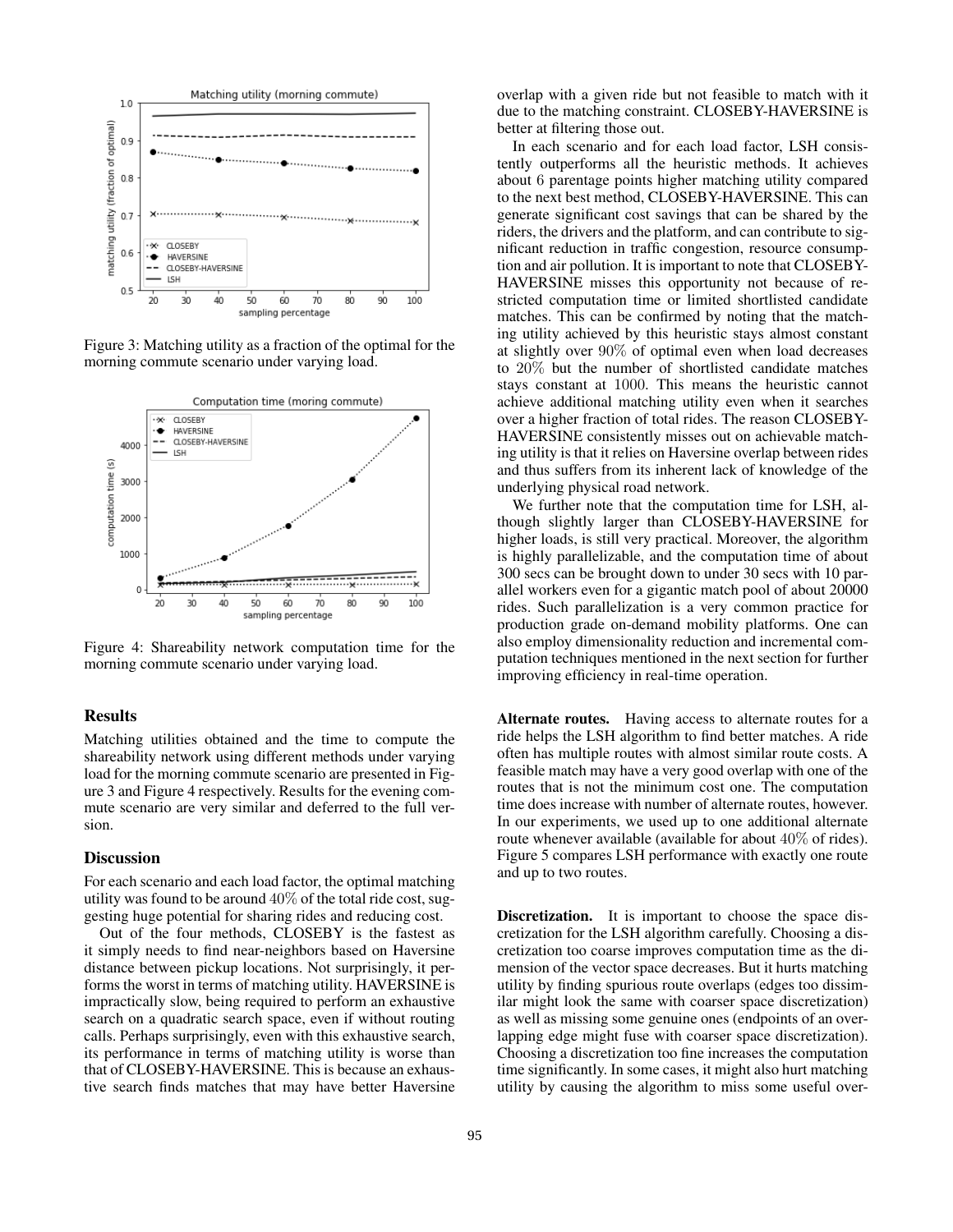Figure 3: Matching utility as a fraction of the optimal for the morning commute scenario under varying load.

Figure 4: Shareability network computation time for the morning commute scenario under varying load.

## Results

Matching utilities obtained and the time to compute the shareability network using different methods under varying load for the morning commute scenario are presented in Figure 3 and Figure 4 respectively. Results for the evening commute scenario are very similar and deferred to the full version.

## Discussion

For each scenario and each load factor, the optimal matching utility was found to be around $40\%$ of the total ride cost, suggesting huge potential for sharing rides and reducing cost.

Out of the four methods, CLOSEBY is the fastest as it simply needs to find near-neighbors based on Haversine distance between pickup locations. Not surprisingly, it performs the worst in terms of matching utility. HAVERSINE is impractically slow, being required to perform an exhaustive search on a quadratic search space, even if without routing calls. Perhaps surprisingly, even with this exhaustive search, its performance in terms of matching utility is worse than that of CLOSEBY-HAVERSINE. This is because an exhaustive search finds matches that may have better Haversine overlap with a given ride but not feasible to match with it due to the matching constraint. CLOSEBY-HAVERSINE is better at filtering those out.

In each scenario and for each load factor, LSH consistently outperforms all the heuristic methods. It achieves about 6 parentage points higher matching utility compared to the next best method, CLOSEBY-HAVERSINE. This can generate significant cost savings that can be shared by the riders, the drivers and the platform, and can contribute to significant reduction in traffic congestion, resource consumption and air pollution. It is important to note that CLOSEBY-HAVERSINE misses this opportunity not because of restricted computation time or limited shortlisted candidate matches. This can be confirmed by noting that the matching utility achieved by this heuristic stays almost constant at slightly over $90\%$ of optimal even when load decreases to $20\%$ but the number of shortlisted candidate matches stays constant at $1000$. This means the heuristic cannot achieve additional matching utility even when it searches over a higher fraction of total rides. The reason CLOSEBY-HAVERSINE consistently misses out on achievable matching utility is that it relies on Haversine overlap between rides and thus suffers from its inherent lack of knowledge of the underlying physical road network.

We further note that the computation time for LSH, although slightly larger than CLOSEBY-HAVERSINE for higher loads, is still very practical. Moreover, the algorithm is highly parallelizable, and the computation time of about 300 secs can be brought down to under 30 secs with 10 parallel workers even for a gigantic match pool of about 20000 rides. Such parallelization is a very common practice for production grade on-demand mobility platforms. One can also employ dimensionality reduction and incremental computation techniques mentioned in the next section for further improving efficiency in real-time operation.

**Alternate routes.** Having access to alternate routes for a ride helps the LSH algorithm to find better matches. A ride often has multiple routes with almost similar route costs. A feasible match may have a very good overlap with one of the routes that is not the minimum cost one. The computation time does increase with number of alternate routes, however. In our experiments, we used up to one additional alternate route whenever available (available for about $40\%$ of rides). Figure 5 compares LSH performance with exactly one route and up to two routes.

**Discretization.** It is important to choose the space discretization for the LSH algorithm carefully. Choosing a discretization too coarse improves computation time as the dimension of the vector space decreases. But it hurts matching utility by finding spurious route overlaps (edges too dissimilar might look the same with coarser space discretization) as well as missing some genuine ones (endpoints of an overlapping edge might fuse with coarser space discretization). Choosing a discretization too fine increases the computation time significantly. In some cases, it might also hurt matching utility by causing the algorithm to miss some useful over-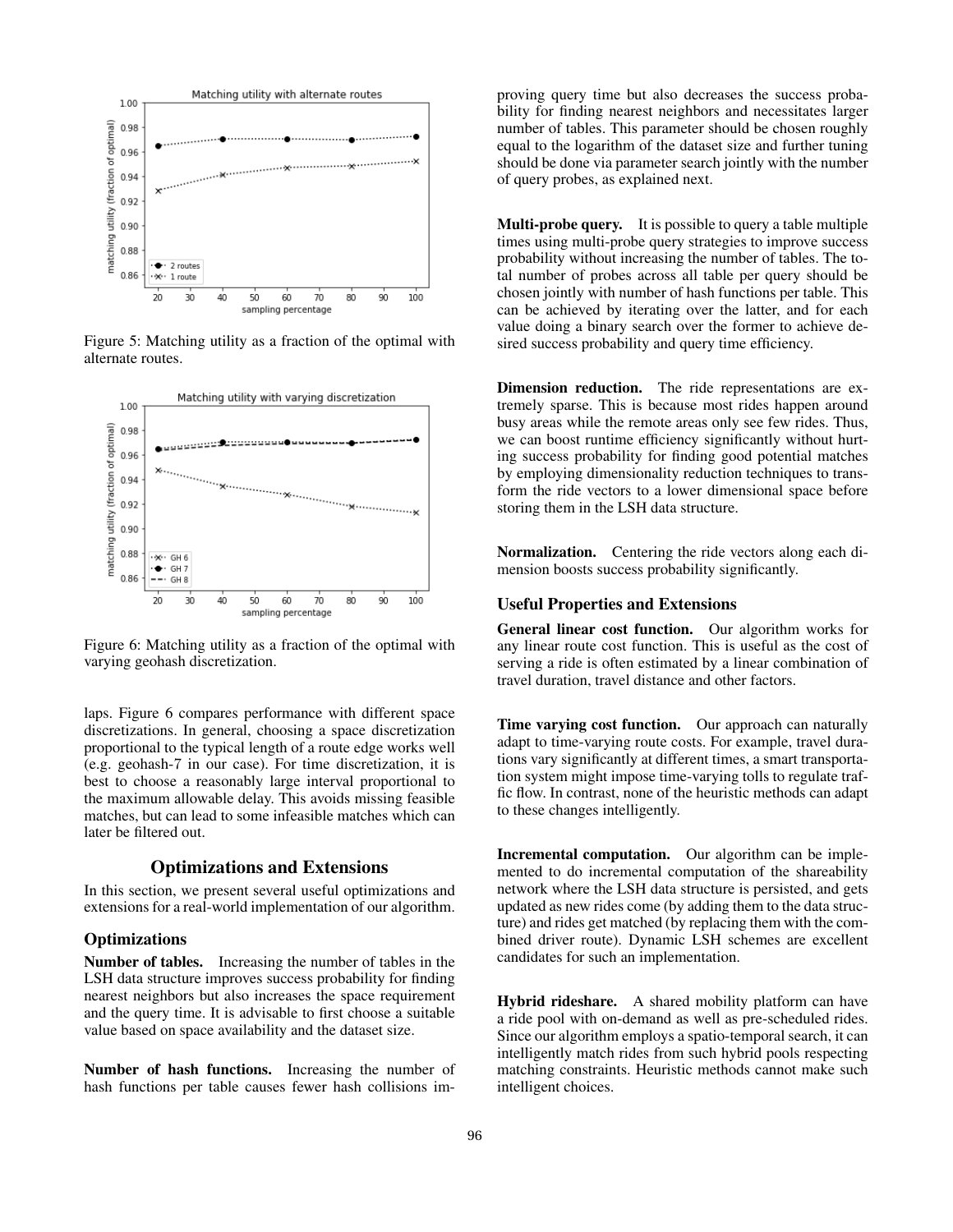Figure 5: Matching utility as a fraction of the optimal with alternate routes.

Figure 6: Matching utility as a fraction of the optimal with varying geohash discretization.

laps. Figure 6 compares performance with different space discretizations. In general, choosing a space discretization proportional to the typical length of a route edge works well (e.g. geohash-7 in our case). For time discretization, it is best to choose a reasonably large interval proportional to the maximum allowable delay. This avoids missing feasible matches, but can lead to some infeasible matches which can later be filtered out.

## Optimizations and Extensions

In this section, we present several useful optimizations and extensions for a real-world implementation of our algorithm.

### Optimizations

**Number of tables.** Increasing the number of tables in the LSH data structure improves success probability for finding nearest neighbors but also increases the space requirement and the query time. It is advisable to first choose a suitable value based on space availability and the dataset size.

**Number of hash functions.** Increasing the number of hash functions per table causes fewer hash collisions improving query time but also decreases the success probability for finding nearest neighbors and necessitates larger number of tables. This parameter should be chosen roughly equal to the logarithm of the dataset size and further tuning should be done via parameter search jointly with the number of query probes, as explained next.

**Multi-probe query.** It is possible to query a table multiple times using multi-probe query strategies to improve success probability without increasing the number of tables. The total number of probes across all table per query should be chosen jointly with number of hash functions per table. This can be achieved by iterating over the latter, and for each value doing a binary search over the former to achieve desired success probability and query time efficiency.

**Dimension reduction.** The ride representations are extremely sparse. This is because most rides happen around busy areas while the remote areas only see few rides. Thus, we can boost runtime efficiency significantly without hurting success probability for finding good potential matches by employing dimensionality reduction techniques to transform the ride vectors to a lower dimensional space before storing them in the LSH data structure.

**Normalization.** Centering the ride vectors along each dimension boosts success probability significantly.

### Useful Properties and Extensions

**General linear cost function.** Our algorithm works for any linear route cost function. This is useful as the cost of serving a ride is often estimated by a linear combination of travel duration, travel distance and other factors.

**Time varying cost function.** Our approach can naturally adapt to time-varying route costs. For example, travel durations vary significantly at different times, a smart transportation system might impose time-varying tolls to regulate traffic flow. In contrast, none of the heuristic methods can adapt to these changes intelligently.

**Incremental computation.** Our algorithm can be implemented to do incremental computation of the shareability network where the LSH data structure is persisted, and gets updated as new rides come (by adding them to the data structure) and rides get matched (by replacing them with the combined driver route). Dynamic LSH schemes are excellent candidates for such an implementation.

**Hybrid rideshare.** A shared mobility platform can have a ride pool with on-demand as well as pre-scheduled rides. Since our algorithm employs a spatio-temporal search, it can intelligently match rides from such hybrid pools respecting matching constraints. Heuristic methods cannot make such intelligent choices.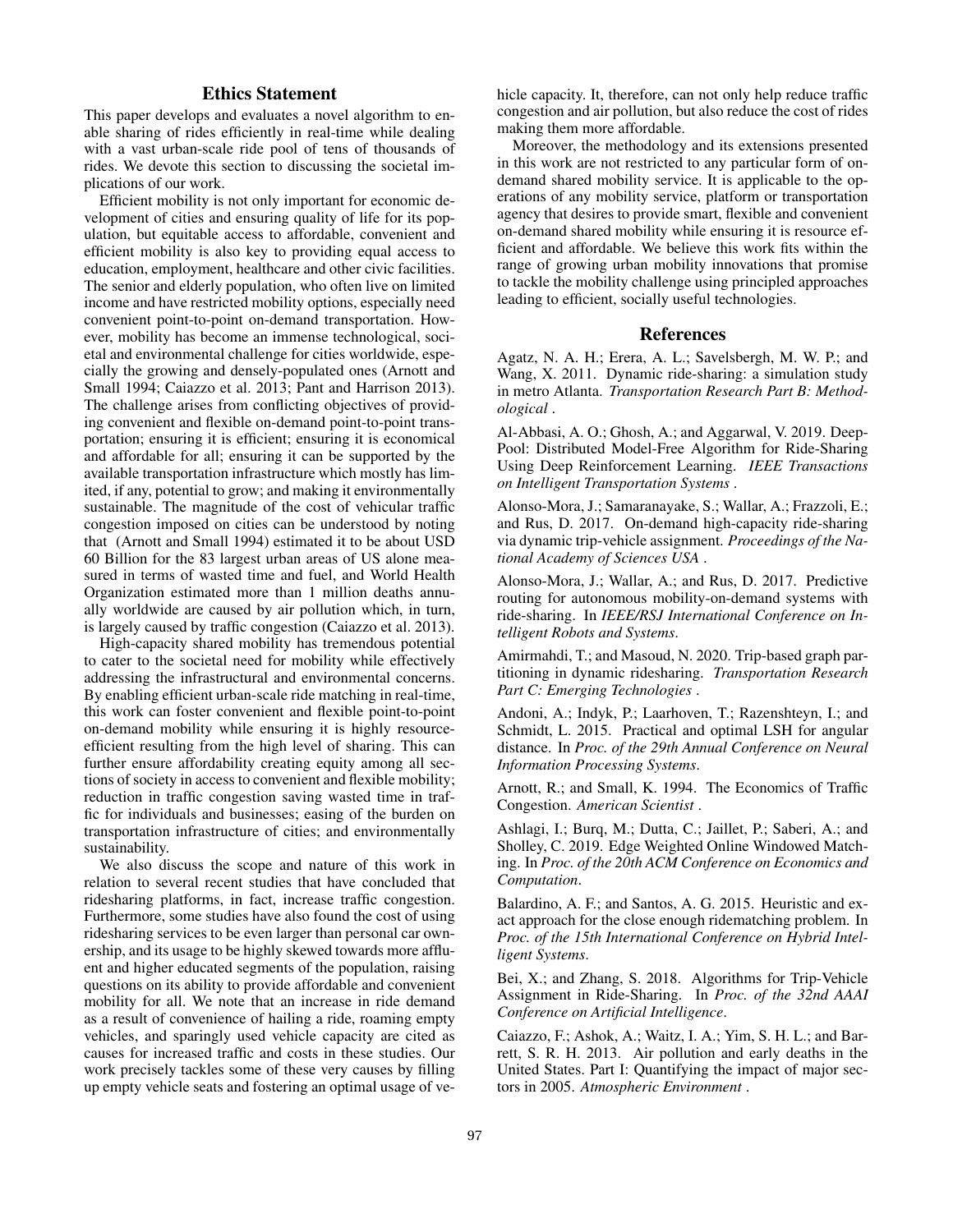## Ethics Statement

This paper develops and evaluates a novel algorithm to enable sharing of rides efficiently in real-time while dealing with a vast urban-scale ride pool of tens of thousands of rides. We devote this section to discussing the societal implications of our work.

Efficient mobility is not only important for economic development of cities and ensuring quality of life for its population, but equitable access to affordable, convenient and efficient mobility is also key to providing equal access to education, employment, healthcare and other civic facilities. The senior and elderly population, who often live on limited income and have restricted mobility options, especially need convenient point-to-point on-demand transportation. However, mobility has become an immense technological, societal and environmental challenge for cities worldwide, especially the growing and densely-populated ones (Arnott and Small 1994; Caiazzo et al. 2013; Pant and Harrison 2013). The challenge arises from conflicting objectives of providing convenient and flexible on-demand point-to-point transportation; ensuring it is efficient; ensuring it is economical and affordable for all; ensuring it can be supported by the available transportation infrastructure which mostly has limited, if any, potential to grow; and making it environmentally sustainable. The magnitude of the cost of vehicular traffic congestion imposed on cities can be understood by noting that (Arnott and Small 1994) estimated it to be about USD 60 Billion for the 83 largest urban areas of US alone measured in terms of wasted time and fuel, and World Health Organization estimated more than 1 million deaths annually worldwide are caused by air pollution which, in turn, is largely caused by traffic congestion (Caiazzo et al. 2013).

High-capacity shared mobility has tremendous potential to cater to the societal need for mobility while effectively addressing the infrastructural and environmental concerns. By enabling efficient urban-scale ride matching in real-time, this work can foster convenient and flexible point-to-point on-demand mobility while ensuring it is highly resource-efficient resulting from the high level of sharing. This can further ensure affordability creating equity among all sections of society in access to convenient and flexible mobility; reduction in traffic congestion saving wasted time in traffic for individuals and businesses; easing of the burden on transportation infrastructure of cities; and environmentally sustainability.

We also discuss the scope and nature of this work in relation to several recent studies that have concluded that ridesharing platforms, in fact, increase traffic congestion. Furthermore, some studies have also found the cost of using ridesharing services to be even larger than personal car ownership, and its usage to be highly skewed towards more affluent and higher educated segments of the population, raising questions on its ability to provide affordable and convenient mobility for all. We note that an increase in ride demand as a result of convenience of hailing a ride, roaming empty vehicles, and sparingly used vehicle capacity are cited as causes for increased traffic and costs in these studies. Our work precisely tackles some of these very causes by filling up empty vehicle seats and fostering an optimal usage of vehicle capacity. It, therefore, can not only help reduce traffic congestion and air pollution, but also reduce the cost of rides making them more affordable.

Moreover, the methodology and its extensions presented in this work are not restricted to any particular form of on-demand shared mobility service. It is applicable to the operations of any mobility service, platform or transportation agency that desires to provide smart, flexible and convenient on-demand shared mobility while ensuring it is resource efficient and affordable. We believe this work fits within the range of growing urban mobility innovations that promise to tackle the mobility challenge using principled approaches leading to efficient, socially useful technologies.

## References

Agatz, N. A. H.; Erera, A. L.; Savelsbergh, M. W. P.; and Wang, X. 2011. Dynamic ride-sharing: a simulation study in metro Atlanta. *Transportation Research Part B: Methodological* .

Al-Abbasi, A. O.; Ghosh, A.; and Aggarwal, V. 2019. DeepPool: Distributed Model-Free Algorithm for Ride-Sharing Using Deep Reinforcement Learning. *IEEE Transactions on Intelligent Transportation Systems* .

Alonso-Mora, J.; Samaranayake, S.; Wallar, A.; Frazzoli, E.; and Rus, D. 2017. On-demand high-capacity ride-sharing via dynamic trip-vehicle assignment. *Proceedings of the National Academy of Sciences USA* .

Alonso-Mora, J.; Wallar, A.; and Rus, D. 2017. Predictive routing for autonomous mobility-on-demand systems with ride-sharing. In *IEEE/RSJ International Conference on Intelligent Robots and Systems*.

Amirmahdi, T.; and Masoud, N. 2020. Trip-based graph partitioning in dynamic ridesharing. *Transportation Research Part C: Emerging Technologies* .

Andoni, A.; Indyk, P.; Laarhoven, T.; Razenshteyn, I.; and Schmidt, L. 2015. Practical and optimal LSH for angular distance. In *Proc. of the 29th Annual Conference on Neural Information Processing Systems*.

Arnott, R.; and Small, K. 1994. The Economics of Traffic Congestion. *American Scientist* .

Ashlagi, I.; Burq, M.; Dutta, C.; Jaillet, P.; Saberi, A.; and Sholley, C. 2019. Edge Weighted Online Windowed Matching. In *Proc. of the 20th ACM Conference on Economics and Computation*.

Balardino, A. F.; and Santos, A. G. 2015. Heuristic and exact approach for the close enough ridematching problem. In *Proc. of the 15th International Conference on Hybrid Intelligent Systems*.

Bei, X.; and Zhang, S. 2018. Algorithms for Trip-Vehicle Assignment in Ride-Sharing. In *Proc. of the 32nd AAAI Conference on Artificial Intelligence*.

Caiazzo, F.; Ashok, A.; Waitz, I. A.; Yim, S. H. L.; and Barrett, S. R. H. 2013. Air pollution and early deaths in the United States. Part I: Quantifying the impact of major sectors in 2005. *Atmospheric Environment* .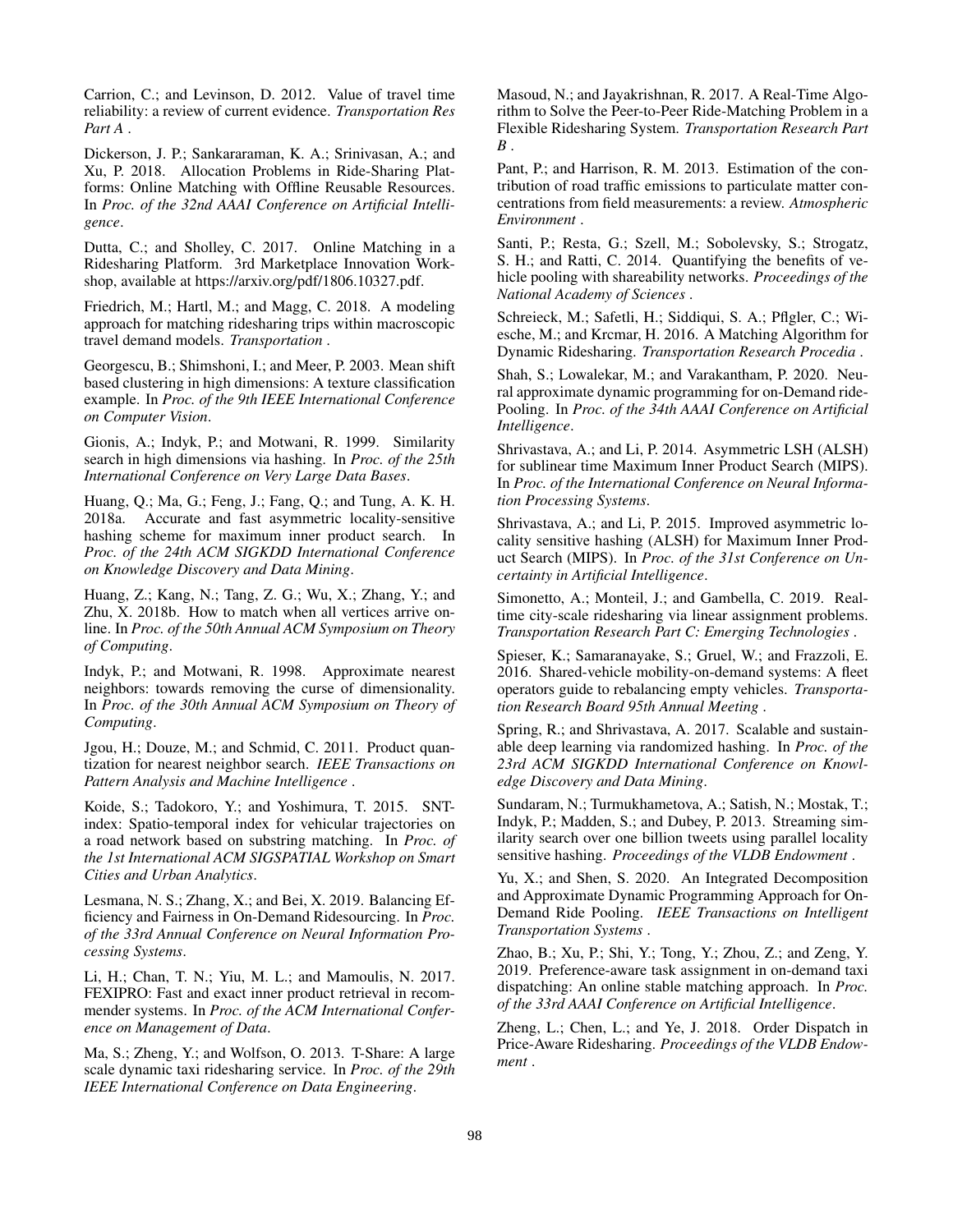Carrion, C.; and Levinson, D. 2012. Value of travel time reliability: a review of current evidence. *Transportation Res Part A* .

Dickerson, J. P.; Sankararaman, K. A.; Srinivasan, A.; and Xu, P. 2018. Allocation Problems in Ride-Sharing Platforms: Online Matching with Offline Reusable Resources. In *Proc. of the 32nd AAAI Conference on Artificial Intelligence*.

Dutta, C.; and Sholley, C. 2017. Online Matching in a Ridesharing Platform. 3rd Marketplace Innovation Workshop, available at https://arxiv.org/pdf/1806.10327.pdf.

Friedrich, M.; Hartl, M.; and Magg, C. 2018. A modeling approach for matching ridesharing trips within macroscopic travel demand models. *Transportation* .

Georgescu, B.; Shimshoni, I.; and Meer, P. 2003. Mean shift based clustering in high dimensions: A texture classification example. In *Proc. of the 9th IEEE International Conference on Computer Vision*.

Gionis, A.; Indyk, P.; and Motwani, R. 1999. Similarity search in high dimensions via hashing. In *Proc. of the 25th International Conference on Very Large Data Bases*.

Huang, Q.; Ma, G.; Feng, J.; Fang, Q.; and Tung, A. K. H. 2018a. Accurate and fast asymmetric locality-sensitive hashing scheme for maximum inner product search. In *Proc. of the 24th ACM SIGKDD International Conference on Knowledge Discovery and Data Mining*.

Huang, Z.; Kang, N.; Tang, Z. G.; Wu, X.; Zhang, Y.; and Zhu, X. 2018b. How to match when all vertices arrive online. In *Proc. of the 50th Annual ACM Symposium on Theory of Computing*.

Indyk, P.; and Motwani, R. 1998. Approximate nearest neighbors: towards removing the curse of dimensionality. In *Proc. of the 30th Annual ACM Symposium on Theory of Computing*.

Jgou, H.; Douze, M.; and Schmid, C. 2011. Product quantization for nearest neighbor search. *IEEE Transactions on Pattern Analysis and Machine Intelligence* .

Koide, S.; Tadokoro, Y.; and Yoshimura, T. 2015. SNT-index: Spatio-temporal index for vehicular trajectories on a road network based on substring matching. In *Proc. of the 1st International ACM SIGSPATIAL Workshop on Smart Cities and Urban Analytics*.

Lesmana, N. S.; Zhang, X.; and Bei, X. 2019. Balancing Efficiency and Fairness in On-Demand Ridesourcing. In *Proc. of the 33rd Annual Conference on Neural Information Processing Systems*.

Li, H.; Chan, T. N.; Yiu, M. L.; and Mamoulis, N. 2017. FEXIPRO: Fast and exact inner product retrieval in recommender systems. In *Proc. of the ACM International Conference on Management of Data*.

Ma, S.; Zheng, Y.; and Wolfson, O. 2013. T-Share: A large scale dynamic taxi ridesharing service. In *Proc. of the 29th IEEE International Conference on Data Engineering*.

Masoud, N.; and Jayakrishnan, R. 2017. A Real-Time Algorithm to Solve the Peer-to-Peer Ride-Matching Problem in a Flexible Ridesharing System. *Transportation Research Part B* .

Pant, P.; and Harrison, R. M. 2013. Estimation of the contribution of road traffic emissions to particulate matter concentrations from field measurements: a review. *Atmospheric Environment* .

Santi, P.; Resta, G.; Szell, M.; Sobolevsky, S.; Strogatz, S. H.; and Ratti, C. 2014. Quantifying the benefits of vehicle pooling with shareability networks. *Proceedings of the National Academy of Sciences* .

Schreieck, M.; Safetli, H.; Siddiqui, S. A.; Pflgler, C.; Wiesche, M.; and Krcmar, H. 2016. A Matching Algorithm for Dynamic Ridesharing. *Transportation Research Procedia* .

Shah, S.; Lowalekar, M.; and Varakantham, P. 2020. Neural approximate dynamic programming for on-Demand ride-Pooling. In *Proc. of the 34th AAAI Conference on Artificial Intelligence*.

Shrivastava, A.; and Li, P. 2014. Asymmetric LSH (ALSH) for sublinear time Maximum Inner Product Search (MIPS). In *Proc. of the International Conference on Neural Information Processing Systems*.

Shrivastava, A.; and Li, P. 2015. Improved asymmetric locality sensitive hashing (ALSH) for Maximum Inner Product Search (MIPS). In *Proc. of the 31st Conference on Uncertainty in Artificial Intelligence*.

Simonetto, A.; Monteil, J.; and Gambella, C. 2019. Real-time city-scale ridesharing via linear assignment problems. *Transportation Research Part C: Emerging Technologies* .

Spieser, K.; Samaranayake, S.; Gruel, W.; and Frazzoli, E. 2016. Shared-vehicle mobility-on-demand systems: A fleet operators guide to rebalancing empty vehicles. *Transportation Research Board 95th Annual Meeting* .

Spring, R.; and Shrivastava, A. 2017. Scalable and sustainable deep learning via randomized hashing. In *Proc. of the 23rd ACM SIGKDD International Conference on Knowledge Discovery and Data Mining*.

Sundaram, N.; Turmukhametova, A.; Satish, N.; Mostak, T.; Indyk, P.; Madden, S.; and Dubey, P. 2013. Streaming similarity search over one billion tweets using parallel locality sensitive hashing. *Proceedings of the VLDB Endowment* .

Yu, X.; and Shen, S. 2020. An Integrated Decomposition and Approximate Dynamic Programming Approach for On-Demand Ride Pooling. *IEEE Transactions on Intelligent Transportation Systems* .

Zhao, B.; Xu, P.; Shi, Y.; Tong, Y.; Zhou, Z.; and Zeng, Y. 2019. Preference-aware task assignment in on-demand taxi dispatching: An online stable matching approach. In *Proc. of the 33rd AAAI Conference on Artificial Intelligence*.

Zheng, L.; Chen, L.; and Ye, J. 2018. Order Dispatch in Price-Aware Ridesharing. *Proceedings of the VLDB Endowment* .